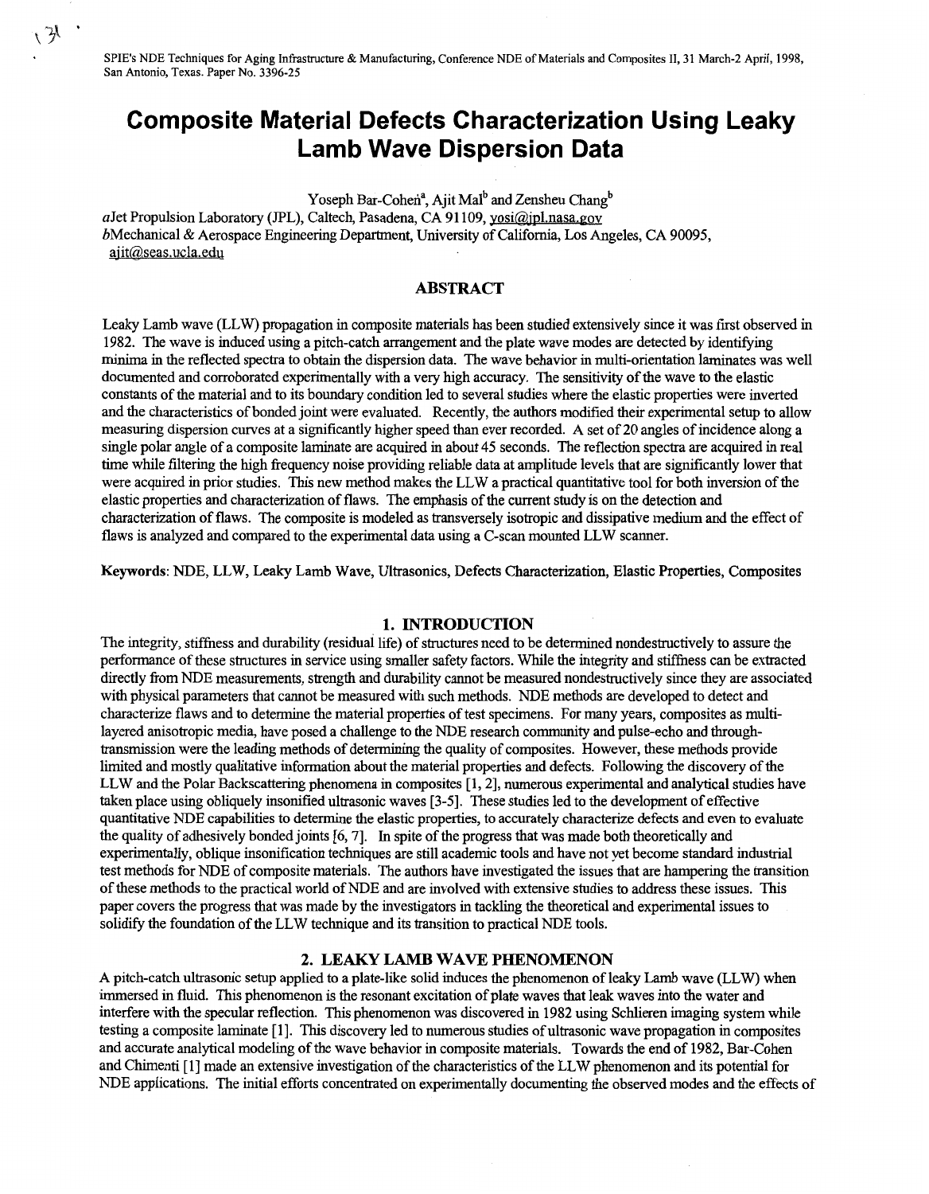SPIE's NDE Techniques for Aging Infrastructure & Manufacturing, Conference NDE of Materials and Composites II, 31 March-2 April, 1998, San Antonio, Texas. Paper No. 3396-25

# Composite Material Defects Characterization Using Leaky Lamb Wave Dispersion Data

Yoseph Bar-Cohen[a], Ajit Mal[b] and Zensheu Chang[b]

*a*Jet Propulsion Laboratory (JPL), Caltech, Pasadena, CA 91109, yosi@jpl.nasa.gov
*b*Mechanical & Aerospace Engineering Department, University of California, Los Angeles, CA 90095, ajit@seas.ucla.edu

## ABSTRACT

Leaky Lamb wave (LLW) propagation in composite materials has been studied extensively since it was first observed in 1982. The wave is induced using a pitch-catch arrangement and the plate wave modes are detected by identifying minima in the reflected spectra to obtain the dispersion data. The wave behavior in multi-orientation laminates was well documented and corroborated experimentally with a very high accuracy. The sensitivity of the wave to the elastic constants of the material and to its boundary condition led to several studies where the elastic properties were inverted and the characteristics of bonded joint were evaluated. Recently, the authors modified their experimental setup to allow measuring dispersion curves at a significantly higher speed than ever recorded. A set of 20 angles of incidence along a single polar angle of a composite laminate are acquired in about 45 seconds. The reflection spectra are acquired in real time while filtering the high frequency noise providing reliable data at amplitude levels that are significantly lower that were acquired in prior studies. This new method makes the LLW a practical quantitative tool for both inversion of the elastic properties and characterization of flaws. The emphasis of the current study is on the detection and characterization of flaws. The composite is modeled as transversely isotropic and dissipative medium and the effect of flaws is analyzed and compared to the experimental data using a C-scan mounted LLW scanner.

**Keywords**: NDE, LLW, Leaky Lamb Wave, Ultrasonics, Defects Characterization, Elastic Properties, Composites

## 1. INTRODUCTION

The integrity, stiffness and durability (residual life) of structures need to be determined nondestructively to assure the performance of these structures in service using smaller safety factors. While the integrity and stiffness can be extracted directly from NDE measurements, strength and durability cannot be measured nondestructively since they are associated with physical parameters that cannot be measured with such methods. NDE methods are developed to detect and characterize flaws and to determine the material properties of test specimens. For many years, composites as multi-layered anisotropic media, have posed a challenge to the NDE research community and pulse-echo and through-transmission were the leading methods of determining the quality of composites. However, these methods provide limited and mostly qualitative information about the material properties and defects. Following the discovery of the LLW and the Polar Backscattering phenomena in composites [1, 2], numerous experimental and analytical studies have taken place using obliquely insonified ultrasonic waves [3-5]. These studies led to the development of effective quantitative NDE capabilities to determine the elastic properties, to accurately characterize defects and even to evaluate the quality of adhesively bonded joints [6, 7]. In spite of the progress that was made both theoretically and experimentally, oblique insonification techniques are still academic tools and have not yet become standard industrial test methods for NDE of composite materials. The authors have investigated the issues that are hampering the transition of these methods to the practical world of NDE and are involved with extensive studies to address these issues. This paper covers the progress that was made by the investigators in tackling the theoretical and experimental issues to solidify the foundation of the LLW technique and its transition to practical NDE tools.

## 2. LEAKY LAMB WAVE PHENOMENON

A pitch-catch ultrasonic setup applied to a plate-like solid induces the phenomenon of leaky Lamb wave (LLW) when immersed in fluid. This phenomenon is the resonant excitation of plate waves that leak waves into the water and interfere with the specular reflection. This phenomenon was discovered in 1982 using Schlieren imaging system while testing a composite laminate [1]. This discovery led to numerous studies of ultrasonic wave propagation in composites and accurate analytical modeling of the wave behavior in composite materials. Towards the end of 1982, Bar-Cohen and Chimenti [1] made an extensive investigation of the characteristics of the LLW phenomenon and its potential for NDE applications. The initial efforts concentrated on experimentally documenting the observed modes and the effects of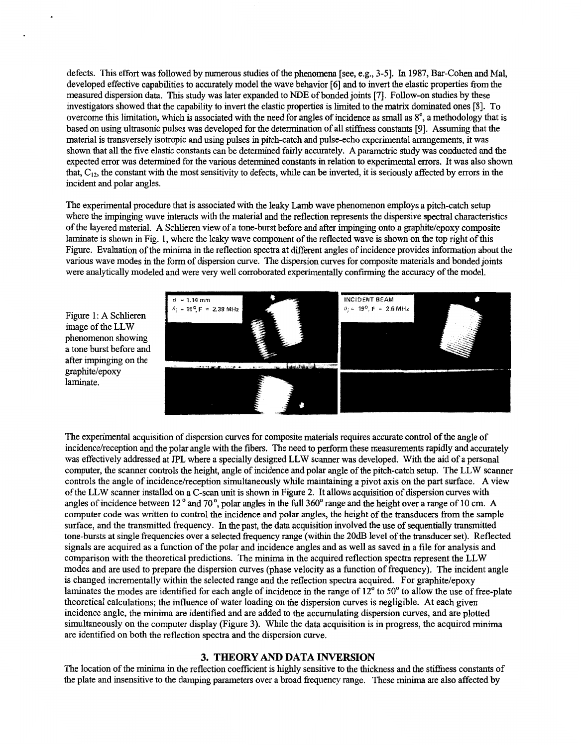defects. This effort was followed by numerous studies of the phenomena [see, e.g., 3-5]. In 1987, Bar-Cohen and Mal, developed effective capabilities to accurately model the wave behavior [6] and to invert the elastic properties from the measured dispersion data. This study was later expanded to NDE of bonded joints [7]. Follow-on studies by these investigators showed that the capability to invert the elastic properties is limited to the matrix dominated ones [8]. To overcome this limitation, which is associated with the need for angles of incidence as small as 8°, a methodology that is based on using ultrasonic pulses was developed for the determination of all stiffness constants [9]. Assuming that the material is transversely isotropic and using pulses in pitch-catch and pulse-echo experimental arrangements, it was shown that all the five elastic constants can be determined fairly accurately. A parametric study was conducted and the expected error was determined for the various determined constants in relation to experimental errors. It was also shown that, $C_{12}$, the constant with the most sensitivity to defects, while can be inverted, it is seriously affected by errors in the incident and polar angles.

The experimental procedure that is associated with the leaky Lamb wave phenomenon employs a pitch-catch setup where the impinging wave interacts with the material and the reflection represents the dispersive spectral characteristics of the layered material. A Schlieren view of a tone-burst before and after impinging onto a graphite/epoxy composite laminate is shown in Fig. 1, where the leaky wave component of the reflected wave is shown on the top right of this Figure. Evaluation of the minima in the reflection spectra at different angles of incidence provides information about the various wave modes in the form of dispersion curve. The dispersion curves for composite materials and bonded joints were analytically modeled and were very well corroborated experimentally confirming the accuracy of the model.

Figure 1: A Schlieren image of the LLW phenomenon showing a tone burst before and after impinging on the graphite/epoxy laminate.

The experimental acquisition of dispersion curves for composite materials requires accurate control of the angle of incidence/reception and the polar angle with the fibers. The need to perform these measurements rapidly and accurately was effectively addressed at JPL where a specially designed LLW scanner was developed. With the aid of a personal computer, the scanner controls the height, angle of incidence and polar angle of the pitch-catch setup. The LLW scanner controls the angle of incidence/reception simultaneously while maintaining a pivot axis on the part surface. A view of the LLW scanner installed on a C-scan unit is shown in Figure 2. It allows acquisition of dispersion curves with angles of incidence between 12° and 70°, polar angles in the full 360° range and the height over a range of 10 cm. A computer code was written to control the incidence and polar angles, the height of the transducers from the sample surface, and the transmitted frequency. In the past, the data acquisition involved the use of sequentially transmitted tone-bursts at single frequencies over a selected frequency range (within the 20dB level of the transducer set). Reflected signals are acquired as a function of the polar and incidence angles and as well as saved in a file for analysis and comparison with the theoretical predictions. The minima in the acquired reflection spectra represent the LLW modes and are used to prepare the dispersion curves (phase velocity as a function of frequency). The incident angle is changed incrementally within the selected range and the reflection spectra acquired. For graphite/epoxy laminates the modes are identified for each angle of incidence in the range of 12° to 50° to allow the use of free-plate theoretical calculations; the influence of water loading on the dispersion curves is negligible. At each given incidence angle, the minima are identified and are added to the accumulating dispersion curves, and are plotted simultaneously on the computer display (Figure 3). While the data acquisition is in progress, the acquired minima are identified on both the reflection spectra and the dispersion curve.

## 3. THEORY AND DATA INVERSION

The location of the minima in the reflection coefficient is highly sensitive to the thickness and the stiffness constants of the plate and insensitive to the damping parameters over a broad frequency range. These minima are also affected by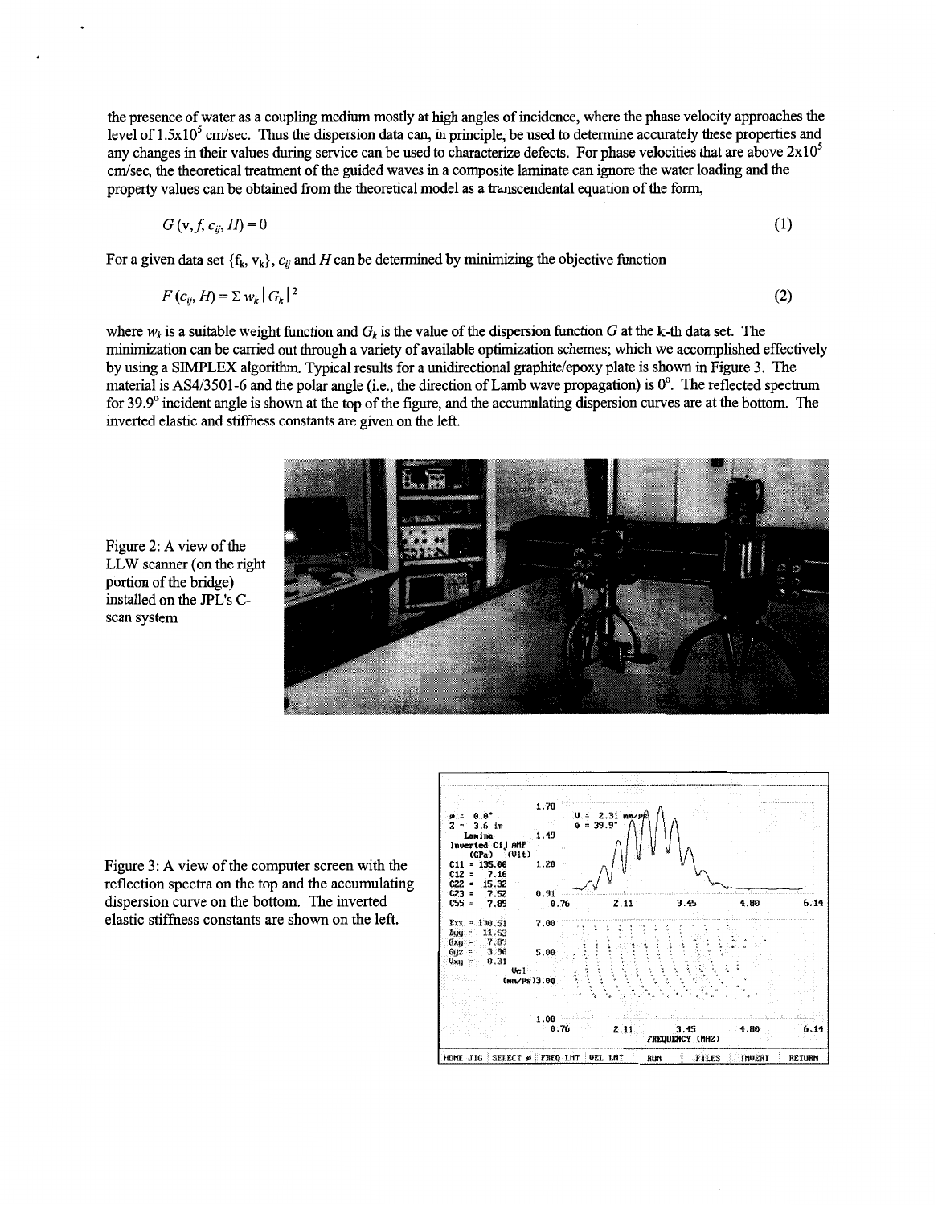the presence of water as a coupling medium mostly at high angles of incidence, where the phase velocity approaches the level of $1.5\times10^5$ cm/sec. Thus the dispersion data can, in principle, be used to determine accurately these properties and any changes in their values during service can be used to characterize defects. For phase velocities that are above $2\times10^5$ cm/sec, the theoretical treatment of the guided waves in a composite laminate can ignore the water loading and the property values can be obtained from the theoretical model as a transcendental equation of the form,

$$G(v, f, c_{ij}, H) = 0 \tag{1}$$

For a given data set $\{f_k, v_k\}$, $c_{ij}$ and $H$ can be determined by minimizing the objective function

$$F(c_{ij}, H) = \Sigma\, w_k \,|\, G_k \,|^2 \tag{2}$$

where $w_k$ is a suitable weight function and $G_k$ is the value of the dispersion function $G$ at the k-th data set. The minimization can be carried out through a variety of available optimization schemes; which we accomplished effectively by using a SIMPLEX algorithm. Typical results for a unidirectional graphite/epoxy plate is shown in Figure 3. The material is AS4/3501-6 and the polar angle (i.e., the direction of Lamb wave propagation) is $0^o$. The reflected spectrum for $39.9^o$ incident angle is shown at the top of the figure, and the accumulating dispersion curves are at the bottom. The inverted elastic and stiffness constants are given on the left.

Figure 2: A view of the LLW scanner (on the right portion of the bridge) installed on the JPL's C-scan system

Figure 3: A view of the computer screen with the reflection spectra on the top and the accumulating dispersion curve on the bottom. The inverted elastic stiffness constants are shown on the left.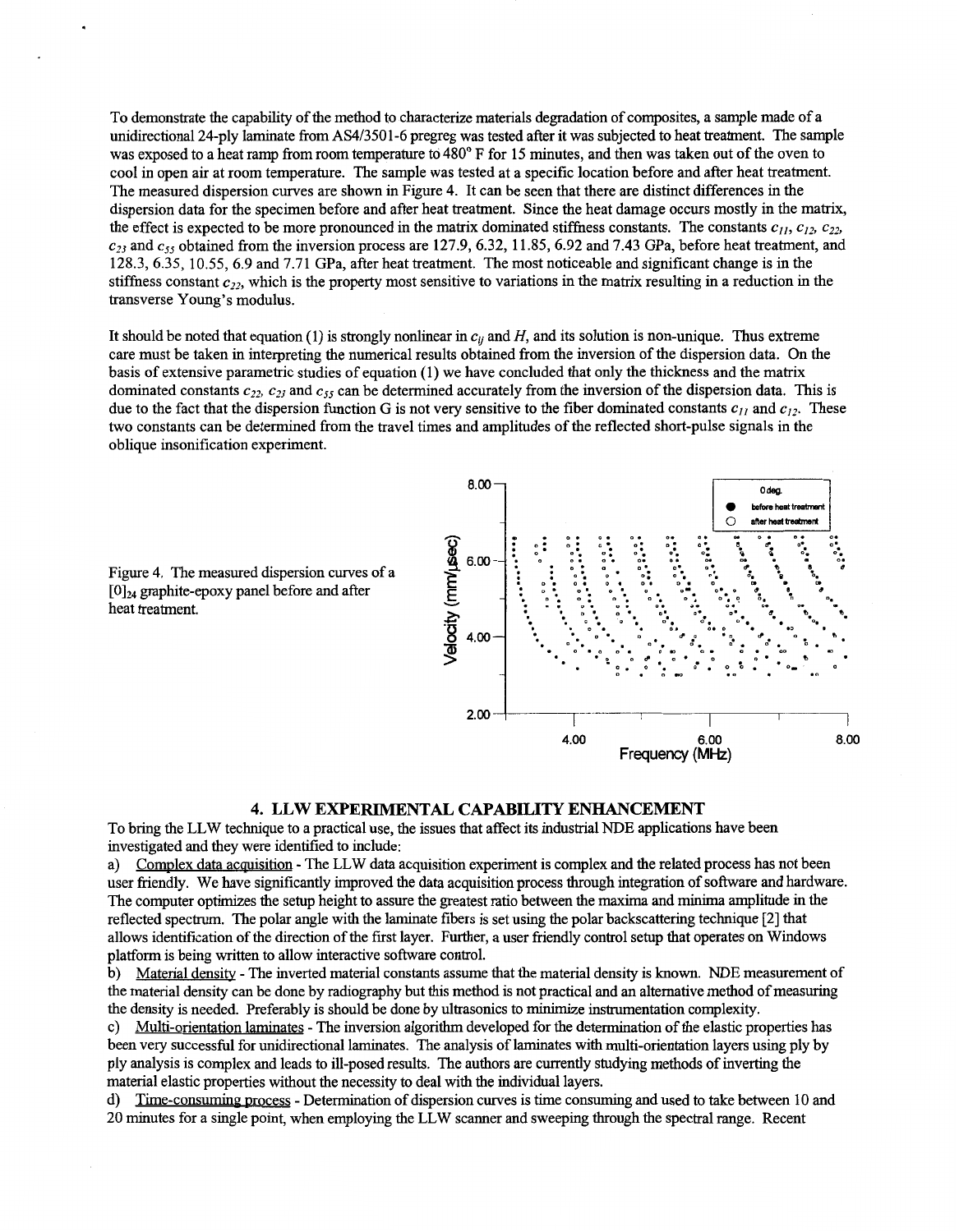To demonstrate the capability of the method to characterize materials degradation of composites, a sample made of a unidirectional 24-ply laminate from AS4/3501-6 pregreg was tested after it was subjected to heat treatment. The sample was exposed to a heat ramp from room temperature to 480° F for 15 minutes, and then was taken out of the oven to cool in open air at room temperature. The sample was tested at a specific location before and after heat treatment. The measured dispersion curves are shown in Figure 4. It can be seen that there are distinct differences in the dispersion data for the specimen before and after heat treatment. Since the heat damage occurs mostly in the matrix, the effect is expected to be more pronounced in the matrix dominated stiffness constants. The constants $c_{11}$, $c_{12}$, $c_{22}$, $c_{23}$ and $c_{55}$ obtained from the inversion process are 127.9, 6.32, 11.85, 6.92 and 7.43 GPa, before heat treatment, and 128.3, 6.35, 10.55, 6.9 and 7.71 GPa, after heat treatment. The most noticeable and significant change is in the stiffness constant $c_{22}$, which is the property most sensitive to variations in the matrix resulting in a reduction in the transverse Young's modulus.

It should be noted that equation (1) is strongly nonlinear in $c_{ij}$ and $H$, and its solution is non-unique. Thus extreme care must be taken in interpreting the numerical results obtained from the inversion of the dispersion data. On the basis of extensive parametric studies of equation (1) we have concluded that only the thickness and the matrix dominated constants $c_{22}$, $c_{23}$ and $c_{55}$ can be determined accurately from the inversion of the dispersion data. This is due to the fact that the dispersion function G is not very sensitive to the fiber dominated constants $c_{11}$ and $c_{12}$. These two constants can be determined from the travel times and amplitudes of the reflected short-pulse signals in the oblique insonification experiment.

Figure 4. The measured dispersion curves of a $[0]_{24}$ graphite-epoxy panel before and after heat treatment.

## 4. LLW EXPERIMENTAL CAPABILITY ENHANCEMENT

To bring the LLW technique to a practical use, the issues that affect its industrial NDE applications have been investigated and they were identified to include:

a) Complex data acquisition - The LLW data acquisition experiment is complex and the related process has not been user friendly. We have significantly improved the data acquisition process through integration of software and hardware. The computer optimizes the setup height to assure the greatest ratio between the maxima and minima amplitude in the reflected spectrum. The polar angle with the laminate fibers is set using the polar backscattering technique [2] that allows identification of the direction of the first layer. Further, a user friendly control setup that operates on Windows platform is being written to allow interactive software control.

b) Material density - The inverted material constants assume that the material density is known. NDE measurement of the material density can be done by radiography but this method is not practical and an alternative method of measuring the density is needed. Preferably is should be done by ultrasonics to minimize instrumentation complexity.

c) Multi-orientation laminates - The inversion algorithm developed for the determination of the elastic properties has been very successful for unidirectional laminates. The analysis of laminates with multi-orientation layers using ply by ply analysis is complex and leads to ill-posed results. The authors are currently studying methods of inverting the material elastic properties without the necessity to deal with the individual layers.

d) Time-consuming process - Determination of dispersion curves is time consuming and used to take between 10 and 20 minutes for a single point, when employing the LLW scanner and sweeping through the spectral range. Recent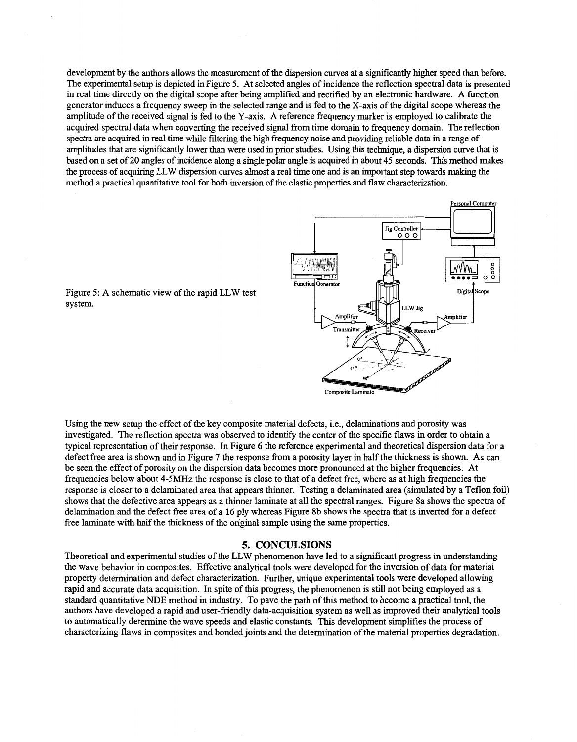development by the authors allows the measurement of the dispersion curves at a significantly higher speed than before. The experimental setup is depicted in Figure 5. At selected angles of incidence the reflection spectral data is presented in real time directly on the digital scope after being amplified and rectified by an electronic hardware. A function generator induces a frequency sweep in the selected range and is fed to the X-axis of the digital scope whereas the amplitude of the received signal is fed to the Y-axis. A reference frequency marker is employed to calibrate the acquired spectral data when converting the received signal from time domain to frequency domain. The reflection spectra are acquired in real time while filtering the high frequency noise and providing reliable data in a range of amplitudes that are significantly lower than were used in prior studies. Using this technique, a dispersion curve that is based on a set of 20 angles of incidence along a single polar angle is acquired in about 45 seconds. This method makes the process of acquiring LLW dispersion curves almost a real time one and is an important step towards making the method a practical quantitative tool for both inversion of the elastic properties and flaw characterization.

Figure 5: A schematic view of the rapid LLW test system.

Using the new setup the effect of the key composite material defects, i.e., delaminations and porosity was investigated. The reflection spectra was observed to identify the center of the specific flaws in order to obtain a typical representation of their response. In Figure 6 the reference experimental and theoretical dispersion data for a defect free area is shown and in Figure 7 the response from a porosity layer in half the thickness is shown. As can be seen the effect of porosity on the dispersion data becomes more pronounced at the higher frequencies. At frequencies below about 4-5MHz the response is close to that of a defect free, where as at high frequencies the response is closer to a delaminated area that appears thinner. Testing a delaminated area (simulated by a Teflon foil) shows that the defective area appears as a thinner laminate at all the spectral ranges. Figure 8a shows the spectra of delamination and the defect free area of a 16 ply whereas Figure 8b shows the spectra that is inverted for a defect free laminate with half the thickness of the original sample using the same properties.

## 5. CONCLUSIONS

Theoretical and experimental studies of the LLW phenomenon have led to a significant progress in understanding the wave behavior in composites. Effective analytical tools were developed for the inversion of data for material property determination and defect characterization. Further, unique experimental tools were developed allowing rapid and accurate data acquisition. In spite of this progress, the phenomenon is still not being employed as a standard quantitative NDE method in industry. To pave the path of this method to become a practical tool, the authors have developed a rapid and user-friendly data-acquisition system as well as improved their analytical tools to automatically determine the wave speeds and elastic constants. This development simplifies the process of characterizing flaws in composites and bonded joints and the determination of the material properties degradation.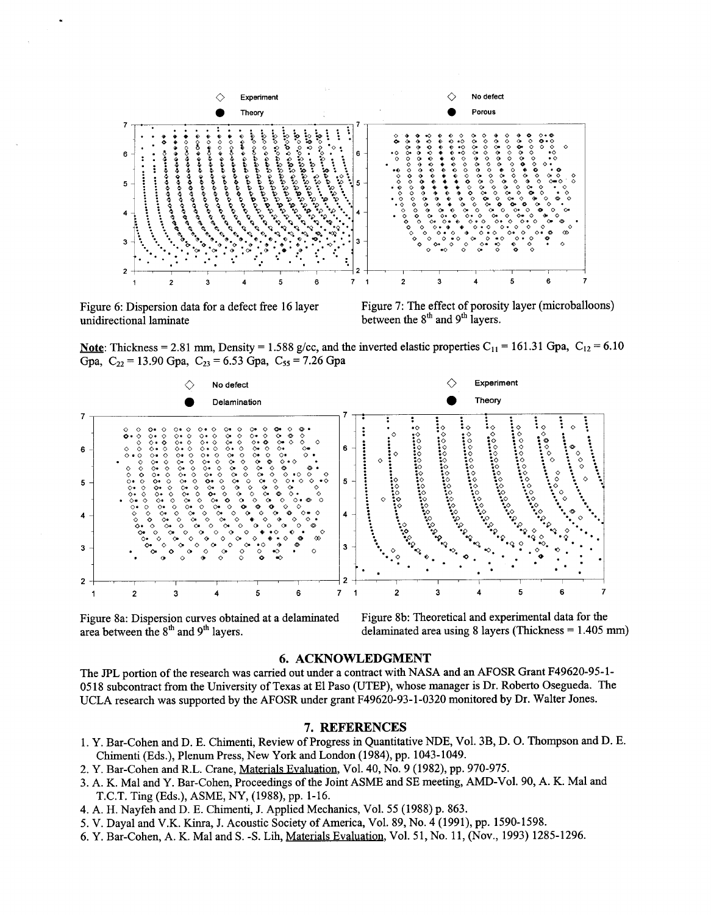Figure 6: Dispersion data for a defect free 16 layer unidirectional laminate

Figure 7: The effect of porosity layer (microballoons) between the 8[th] and 9[th] layers.

**Note**: Thickness = 2.81 mm, Density = 1.588 g/cc, and the inverted elastic properties $C_{11}$ = 161.31 Gpa, $C_{12}$ = 6.10 Gpa, $C_{22}$ = 13.90 Gpa, $C_{23}$ = 6.53 Gpa, $C_{55}$ = 7.26 Gpa

Figure 8a: Dispersion curves obtained at a delaminated area between the 8[th] and 9[th] layers.

Figure 8b: Theoretical and experimental data for the delaminated area using 8 layers (Thickness = 1.405 mm)

## 6. ACKNOWLEDGMENT

The JPL portion of the research was carried out under a contract with NASA and an AFOSR Grant F49620-95-1-0518 subcontract from the University of Texas at El Paso (UTEP), whose manager is Dr. Roberto Osegueda. The UCLA research was supported by the AFOSR under grant F49620-93-1-0320 monitored by Dr. Walter Jones.

## 7. REFERENCES

1. Y. Bar-Cohen and D. E. Chimenti, Review of Progress in Quantitative NDE, Vol. 3B, D. O. Thompson and D. E. Chimenti (Eds.), Plenum Press, New York and London (1984), pp. 1043-1049.
2. Y. Bar-Cohen and R.L. Crane, Materials Evaluation, Vol. 40, No. 9 (1982), pp. 970-975.
3. A. K. Mal and Y. Bar-Cohen, Proceedings of the Joint ASME and SE meeting, AMD-Vol. 90, A. K. Mal and T.C.T. Ting (Eds.), ASME, NY, (1988), pp. 1-16.
4. A. H. Nayfeh and D. E. Chimenti, J. Applied Mechanics, Vol. 55 (1988) p. 863.
5. V. Dayal and V.K. Kinra, J. Acoustic Society of America, Vol. 89, No. 4 (1991), pp. 1590-1598.
6. Y. Bar-Cohen, A. K. Mal and S. -S. Lih, Materials Evaluation, Vol. 51, No. 11, (Nov., 1993) 1285-1296.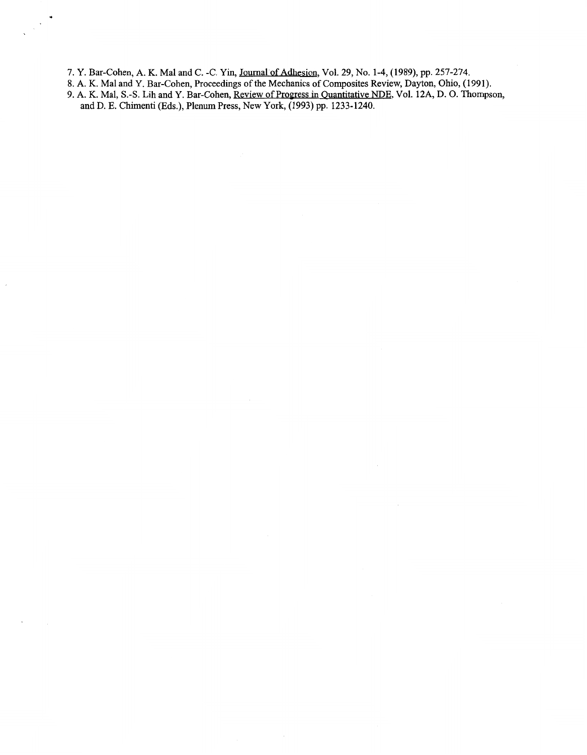7. Y. Bar-Cohen, A. K. Mal and C. -C. Yin, Journal of Adhesion, Vol. 29, No. 1-4, (1989), pp. 257-274.
8. A. K. Mal and Y. Bar-Cohen, Proceedings of the Mechanics of Composites Review, Dayton, Ohio, (1991).
9. A. K. Mal, S.-S. Lih and Y. Bar-Cohen, Review of Progress in Quantitative NDE, Vol. 12A, D. O. Thompson, and D. E. Chimenti (Eds.), Plenum Press, New York, (1993) pp. 1233-1240.